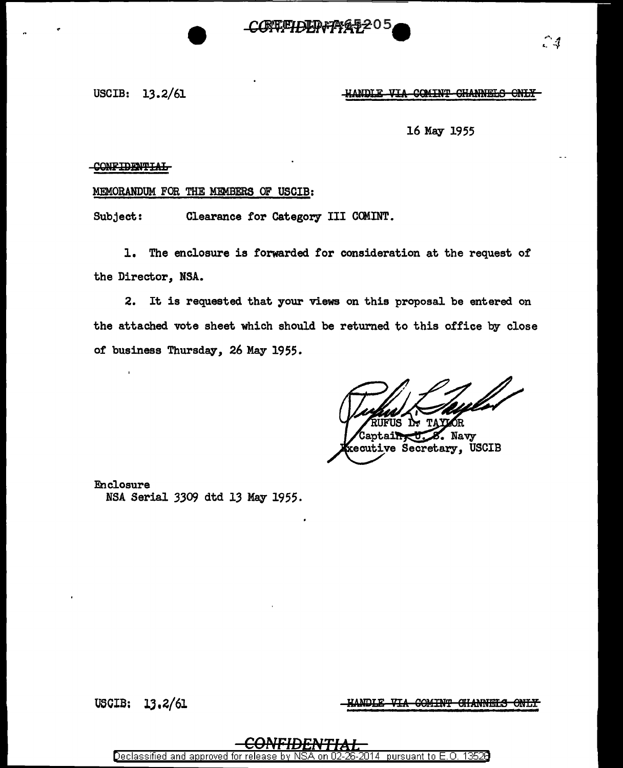USCIB: 13.2/61

~~HANDLE VIA COMINT CHANNELS ONLY~~

16 May 1955

~~CONFIDENTIAL~~

MEMORANDUM FOR THE MEMBERS OF USCIB:

Subject: Clearance for Category III COMINT.

1. The enclosure is forwarded for consideration at the request of the Director, NSA.

2. It is requested that your views on this proposal be entered on the attached vote sheet which should be returned to this office by close of business Thursday, 26 May 1955.

RUFUS L. TAYLOR
Captain, U. S. Navy
Executive Secretary, USCIB

Enclosure
NSA Serial 3309 dtd 13 May 1955.

USCIB: 13.2/61

~~HANDLE VIA COMINT CHANNELS ONLY~~

~~CONFIDENTIAL~~

Declassified and approved for release by NSA on 02-26-2014 pursuant to E.O. 13526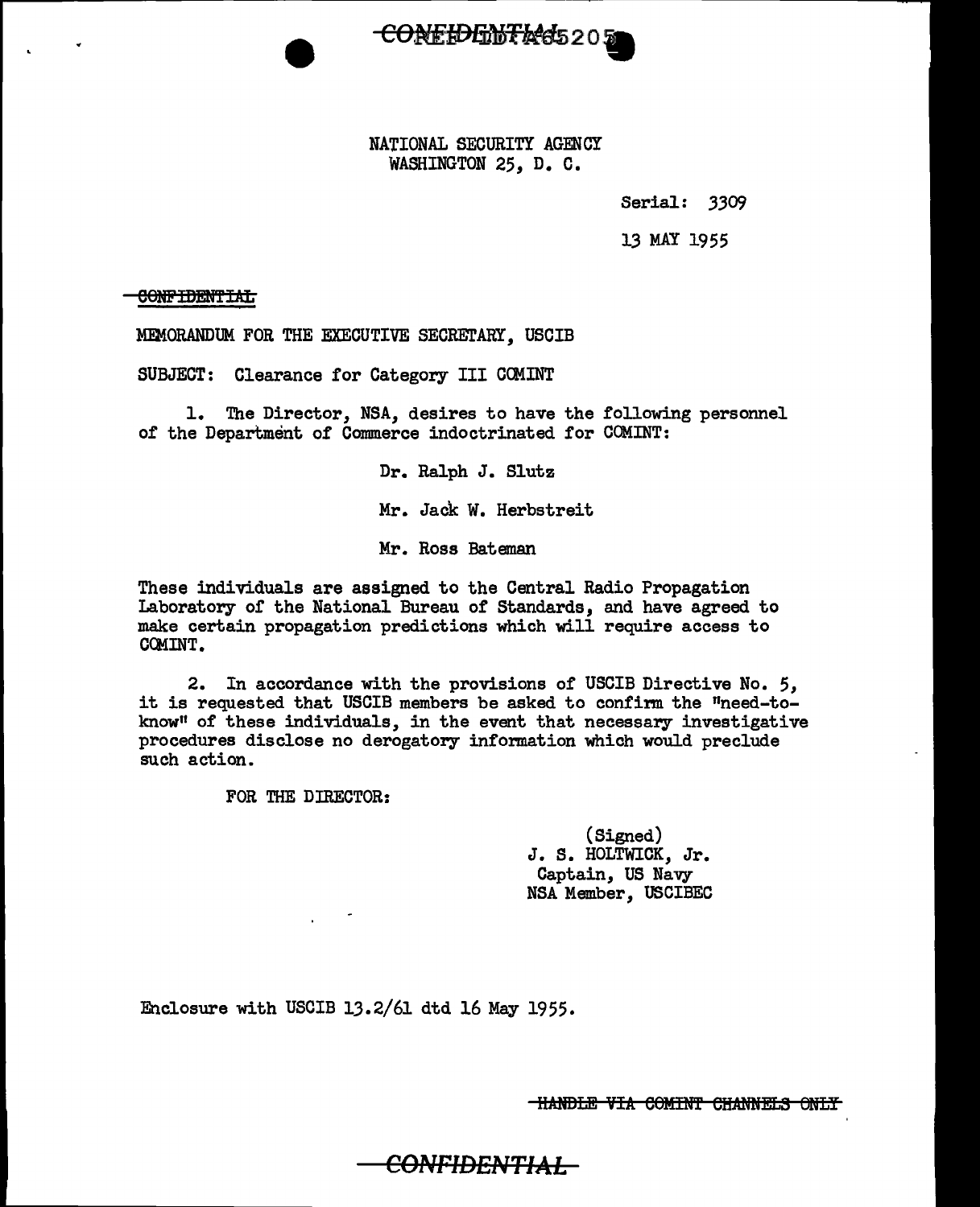CONFIDENTIAL 5205

NATIONAL SECURITY AGENCY
WASHINGTON 25, D. C.

Serial: 3309

13 MAY 1955

~~CONFIDENTIAL~~

MEMORANDUM FOR THE EXECUTIVE SECRETARY, USCIB

SUBJECT: Clearance for Category III COMINT

1. The Director, NSA, desires to have the following personnel of the Department of Commerce indoctrinated for COMINT:

Dr. Ralph J. Slutz

Mr. Jack W. Herbstreit

Mr. Ross Bateman

These individuals are assigned to the Central Radio Propagation Laboratory of the National Bureau of Standards, and have agreed to make certain propagation predictions which will require access to COMINT.

2. In accordance with the provisions of USCIB Directive No. 5, it is requested that USCIB members be asked to confirm the "need-to-know" of these individuals, in the event that necessary investigative procedures disclose no derogatory information which would preclude such action.

FOR THE DIRECTOR:

(Signed)
J. S. HOLTWICK, Jr.
Captain, US Navy
NSA Member, USCIBEC

Enclosure with USCIB 13.2/61 dtd 16 May 1955.

~~HANDLE VIA COMINT CHANNELS ONLY~~

~~CONFIDENTIAL~~